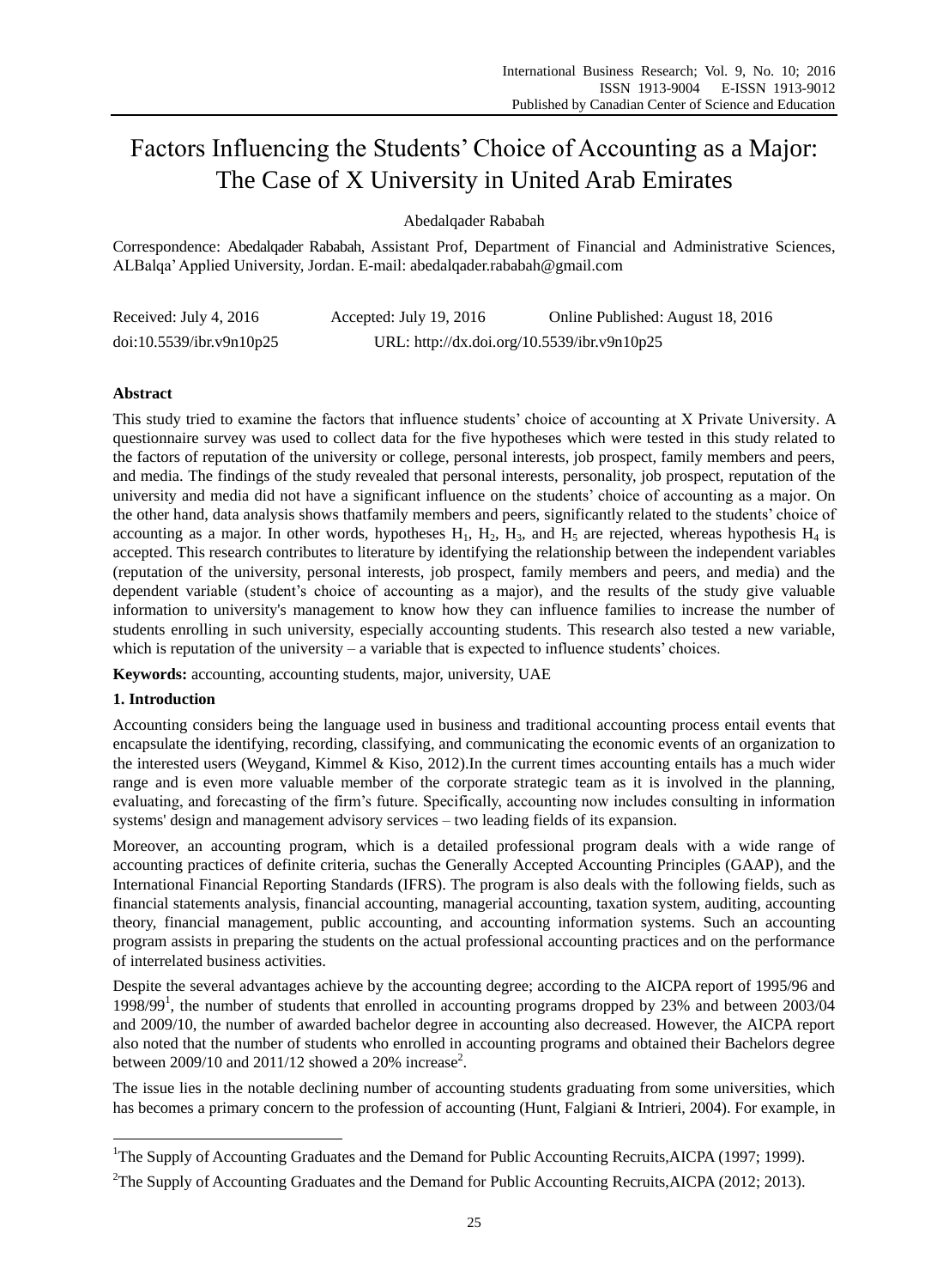# Factors Influencing the Students' Choice of Accounting as a Major: The Case of X University in United Arab Emirates

Abedalqader Rababah

Correspondence: Abedalqader Rababah, Assistant Prof, Department of Financial and Administrative Sciences, ALBalqa' Applied University, Jordan. E-mail: abedalqader.rababah@gmail.com

Received: July 4, 2016 Accepted: July 19, 2016 Online Published: August 18, 2016

doi:10.5539/ibr.v9n10p25 URL: http://dx.doi.org/10.5539/ibr.v9n10p25

## Abstract

This study tried to examine the factors that influence students' choice of accounting at X Private University. A questionnaire survey was used to collect data for the five hypotheses which were tested in this study related to the factors of reputation of the university or college, personal interests, job prospect, family members and peers, and media. The findings of the study revealed that personal interests, personality, job prospect, reputation of the university and media did not have a significant influence on the students' choice of accounting as a major. On the other hand, data analysis shows thatfamily members and peers, significantly related to the students' choice of accounting as a major. In other words, hypotheses $H_1$, $H_2$, $H_3$, and $H_5$ are rejected, whereas hypothesis $H_4$ is accepted. This research contributes to literature by identifying the relationship between the independent variables (reputation of the university, personal interests, job prospect, family members and peers, and media) and the dependent variable (student's choice of accounting as a major), and the results of the study give valuable information to university's management to know how they can influence families to increase the number of students enrolling in such university, especially accounting students. This research also tested a new variable, which is reputation of the university – a variable that is expected to influence students' choices.

**Keywords:** accounting, accounting students, major, university, UAE

## 1. Introduction

Accounting considers being the language used in business and traditional accounting process entail events that encapsulate the identifying, recording, classifying, and communicating the economic events of an organization to the interested users (Weygand, Kimmel & Kiso, 2012).In the current times accounting entails has a much wider range and is even more valuable member of the corporate strategic team as it is involved in the planning, evaluating, and forecasting of the firm's future. Specifically, accounting now includes consulting in information systems' design and management advisory services – two leading fields of its expansion.

Moreover, an accounting program, which is a detailed professional program deals with a wide range of accounting practices of definite criteria, suchas the Generally Accepted Accounting Principles (GAAP), and the International Financial Reporting Standards (IFRS). The program is also deals with the following fields, such as financial statements analysis, financial accounting, managerial accounting, taxation system, auditing, accounting theory, financial management, public accounting, and accounting information systems. Such an accounting program assists in preparing the students on the actual professional accounting practices and on the performance of interrelated business activities.

Despite the several advantages achieve by the accounting degree; according to the AICPA report of 1995/96 and 1998/99[1], the number of students that enrolled in accounting programs dropped by 23% and between 2003/04 and 2009/10, the number of awarded bachelor degree in accounting also decreased. However, the AICPA report also noted that the number of students who enrolled in accounting programs and obtained their Bachelors degree between 2009/10 and 2011/12 showed a 20% increase[2].

The issue lies in the notable declining number of accounting students graduating from some universities, which has becomes a primary concern to the profession of accounting (Hunt, Falgiani & Intrieri, 2004). For example, in

[1] The Supply of Accounting Graduates and the Demand for Public Accounting Recruits,AICPA (1997; 1999).

[2] The Supply of Accounting Graduates and the Demand for Public Accounting Recruits,AICPA (2012; 2013).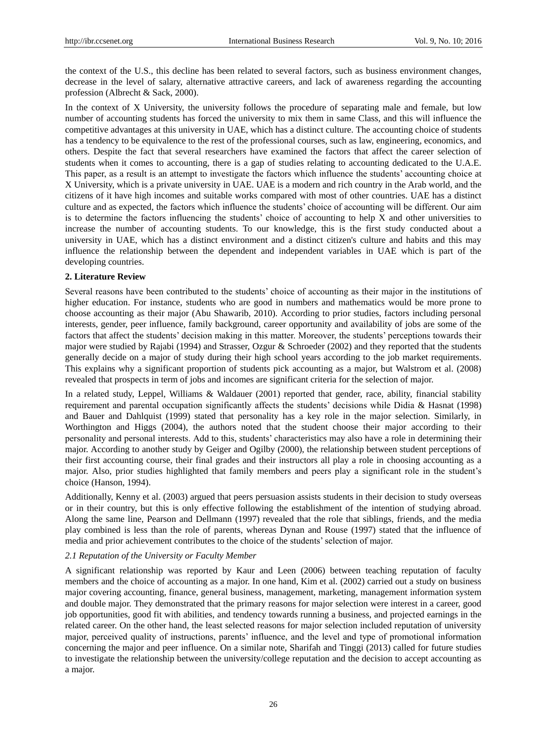the context of the U.S., this decline has been related to several factors, such as business environment changes, decrease in the level of salary, alternative attractive careers, and lack of awareness regarding the accounting profession (Albrecht & Sack, 2000).

In the context of X University, the university follows the procedure of separating male and female, but low number of accounting students has forced the university to mix them in same Class, and this will influence the competitive advantages at this university in UAE, which has a distinct culture. The accounting choice of students has a tendency to be equivalence to the rest of the professional courses, such as law, engineering, economics, and others. Despite the fact that several researchers have examined the factors that affect the career selection of students when it comes to accounting, there is a gap of studies relating to accounting dedicated to the U.A.E. This paper, as a result is an attempt to investigate the factors which influence the students' accounting choice at X University, which is a private university in UAE. UAE is a modern and rich country in the Arab world, and the citizens of it have high incomes and suitable works compared with most of other countries. UAE has a distinct culture and as expected, the factors which influence the students' choice of accounting will be different. Our aim is to determine the factors influencing the students' choice of accounting to help X and other universities to increase the number of accounting students. To our knowledge, this is the first study conducted about a university in UAE, which has a distinct environment and a distinct citizen's culture and habits and this may influence the relationship between the dependent and independent variables in UAE which is part of the developing countries.

## 2. Literature Review

Several reasons have been contributed to the students' choice of accounting as their major in the institutions of higher education. For instance, students who are good in numbers and mathematics would be more prone to choose accounting as their major (Abu Shawarib, 2010). According to prior studies, factors including personal interests, gender, peer influence, family background, career opportunity and availability of jobs are some of the factors that affect the students' decision making in this matter. Moreover, the students' perceptions towards their major were studied by Rajabi (1994) and Strasser, Ozgur & Schroeder (2002) and they reported that the students generally decide on a major of study during their high school years according to the job market requirements. This explains why a significant proportion of students pick accounting as a major, but Walstrom et al. (2008) revealed that prospects in term of jobs and incomes are significant criteria for the selection of major.

In a related study, Leppel, Williams & Waldauer (2001) reported that gender, race, ability, financial stability requirement and parental occupation significantly affects the students' decisions while Didia & Hasnat (1998) and Bauer and Dahlquist (1999) stated that personality has a key role in the major selection. Similarly, in Worthington and Higgs (2004), the authors noted that the student choose their major according to their personality and personal interests. Add to this, students' characteristics may also have a role in determining their major. According to another study by Geiger and Ogilby (2000), the relationship between student perceptions of their first accounting course, their final grades and their instructors all play a role in choosing accounting as a major. Also, prior studies highlighted that family members and peers play a significant role in the student's choice (Hanson, 1994).

Additionally, Kenny et al. (2003) argued that peers persuasion assists students in their decision to study overseas or in their country, but this is only effective following the establishment of the intention of studying abroad. Along the same line, Pearson and Dellmann (1997) revealed that the role that siblings, friends, and the media play combined is less than the role of parents, whereas Dynan and Rouse (1997) stated that the influence of media and prior achievement contributes to the choice of the students' selection of major.

### *2.1 Reputation of the University or Faculty Member*

A significant relationship was reported by Kaur and Leen (2006) between teaching reputation of faculty members and the choice of accounting as a major. In one hand, Kim et al. (2002) carried out a study on business major covering accounting, finance, general business, management, marketing, management information system and double major. They demonstrated that the primary reasons for major selection were interest in a career, good job opportunities, good fit with abilities, and tendency towards running a business, and projected earnings in the related career. On the other hand, the least selected reasons for major selection included reputation of university major, perceived quality of instructions, parents' influence, and the level and type of promotional information concerning the major and peer influence. On a similar note, Sharifah and Tinggi (2013) called for future studies to investigate the relationship between the university/college reputation and the decision to accept accounting as a major.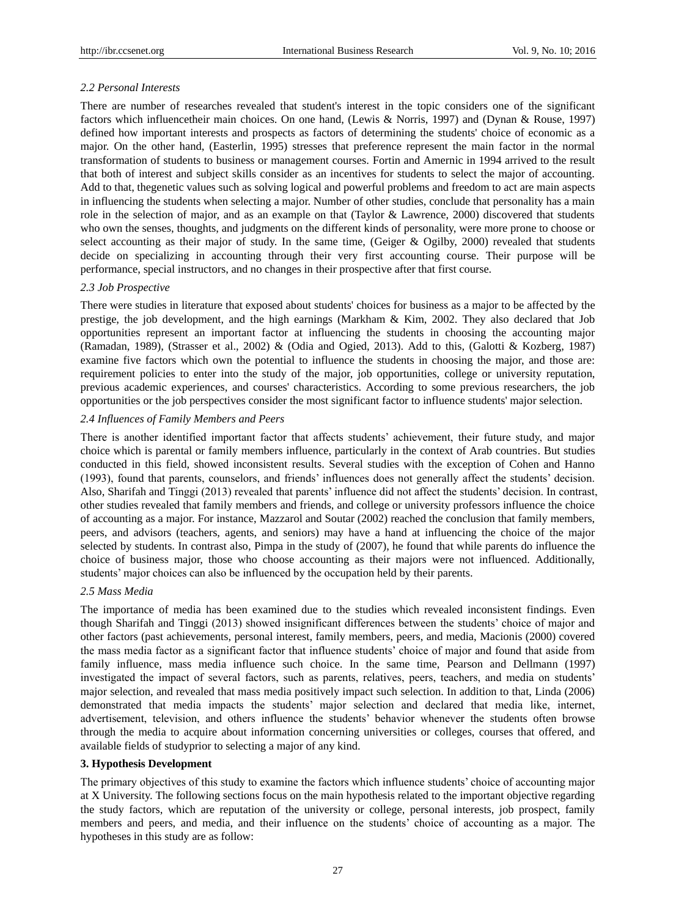### *2.2 Personal Interests*

There are number of researches revealed that student's interest in the topic considers one of the significant factors which influencetheir main choices. On one hand, (Lewis & Norris, 1997) and (Dynan & Rouse, 1997) defined how important interests and prospects as factors of determining the students' choice of economic as a major. On the other hand, (Easterlin, 1995) stresses that preference represent the main factor in the normal transformation of students to business or management courses. Fortin and Amernic in 1994 arrived to the result that both of interest and subject skills consider as an incentives for students to select the major of accounting. Add to that, thegenetic values such as solving logical and powerful problems and freedom to act are main aspects in influencing the students when selecting a major. Number of other studies, conclude that personality has a main role in the selection of major, and as an example on that (Taylor & Lawrence, 2000) discovered that students who own the senses, thoughts, and judgments on the different kinds of personality, were more prone to choose or select accounting as their major of study. In the same time, (Geiger & Ogilby, 2000) revealed that students decide on specializing in accounting through their very first accounting course. Their purpose will be performance, special instructors, and no changes in their prospective after that first course.

### *2.3 Job Prospective*

There were studies in literature that exposed about students' choices for business as a major to be affected by the prestige, the job development, and the high earnings (Markham & Kim, 2002. They also declared that Job opportunities represent an important factor at influencing the students in choosing the accounting major (Ramadan, 1989), (Strasser et al., 2002) & (Odia and Ogied, 2013). Add to this, (Galotti & Kozberg, 1987) examine five factors which own the potential to influence the students in choosing the major, and those are: requirement policies to enter into the study of the major, job opportunities, college or university reputation, previous academic experiences, and courses' characteristics. According to some previous researchers, the job opportunities or the job perspectives consider the most significant factor to influence students' major selection.

### *2.4 Influences of Family Members and Peers*

There is another identified important factor that affects students' achievement, their future study, and major choice which is parental or family members influence, particularly in the context of Arab countries. But studies conducted in this field, showed inconsistent results. Several studies with the exception of Cohen and Hanno (1993), found that parents, counselors, and friends' influences does not generally affect the students' decision. Also, Sharifah and Tinggi (2013) revealed that parents' influence did not affect the students' decision. In contrast, other studies revealed that family members and friends, and college or university professors influence the choice of accounting as a major. For instance, Mazzarol and Soutar (2002) reached the conclusion that family members, peers, and advisors (teachers, agents, and seniors) may have a hand at influencing the choice of the major selected by students. In contrast also, Pimpa in the study of (2007), he found that while parents do influence the choice of business major, those who choose accounting as their majors were not influenced. Additionally, students' major choices can also be influenced by the occupation held by their parents.

### *2.5 Mass Media*

The importance of media has been examined due to the studies which revealed inconsistent findings. Even though Sharifah and Tinggi (2013) showed insignificant differences between the students' choice of major and other factors (past achievements, personal interest, family members, peers, and media, Macionis (2000) covered the mass media factor as a significant factor that influence students' choice of major and found that aside from family influence, mass media influence such choice. In the same time, Pearson and Dellmann (1997) investigated the impact of several factors, such as parents, relatives, peers, teachers, and media on students' major selection, and revealed that mass media positively impact such selection. In addition to that, Linda (2006) demonstrated that media impacts the students' major selection and declared that media like, internet, advertisement, television, and others influence the students' behavior whenever the students often browse through the media to acquire about information concerning universities or colleges, courses that offered, and available fields of studyprior to selecting a major of any kind.

## 3. Hypothesis Development

The primary objectives of this study to examine the factors which influence students' choice of accounting major at X University. The following sections focus on the main hypothesis related to the important objective regarding the study factors, which are reputation of the university or college, personal interests, job prospect, family members and peers, and media, and their influence on the students' choice of accounting as a major. The hypotheses in this study are as follow: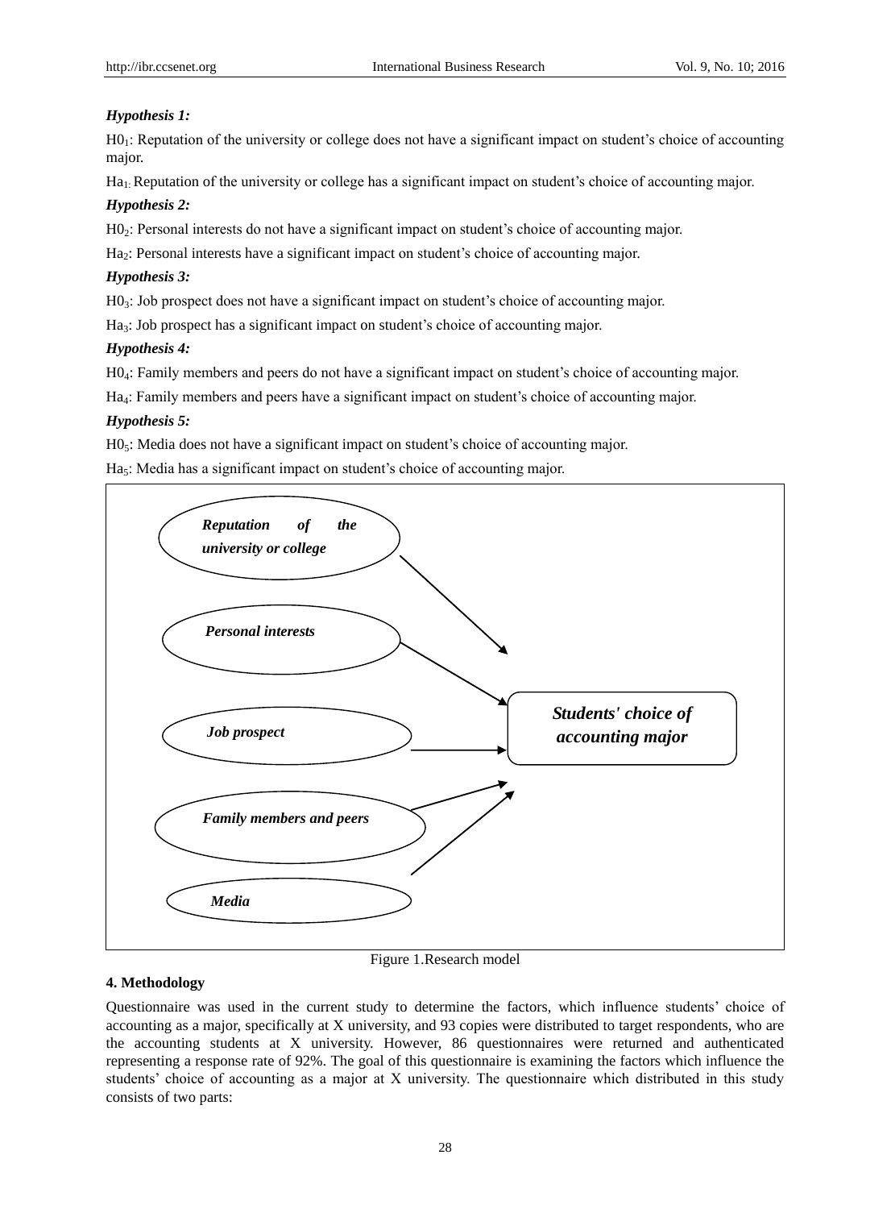***Hypothesis 1:***

$H0_1$: Reputation of the university or college does not have a significant impact on student's choice of accounting major.

$Ha_1$: Reputation of the university or college has a significant impact on student's choice of accounting major.

***Hypothesis 2:***

$H0_2$: Personal interests do not have a significant impact on student's choice of accounting major.

$Ha_2$: Personal interests have a significant impact on student's choice of accounting major.

***Hypothesis 3:***

$H0_3$: Job prospect does not have a significant impact on student's choice of accounting major.

$Ha_3$: Job prospect has a significant impact on student's choice of accounting major.

***Hypothesis 4:***

$H0_4$: Family members and peers do not have a significant impact on student's choice of accounting major.

$Ha_4$: Family members and peers have a significant impact on student's choice of accounting major.

***Hypothesis 5:***

$H0_5$: Media does not have a significant impact on student's choice of accounting major.

$Ha_5$: Media has a significant impact on student's choice of accounting major.

*Reputation of the university or college*

*Personal interests*

*Job prospect*

*Family members and peers*

*Media*

*Students' choice of accounting major*

Figure 1.Research model

**4. Methodology**

Questionnaire was used in the current study to determine the factors, which influence students' choice of accounting as a major, specifically at X university, and 93 copies were distributed to target respondents, who are the accounting students at X university. However, 86 questionnaires were returned and authenticated representing a response rate of 92%. The goal of this questionnaire is examining the factors which influence the students' choice of accounting as a major at X university. The questionnaire which distributed in this study consists of two parts: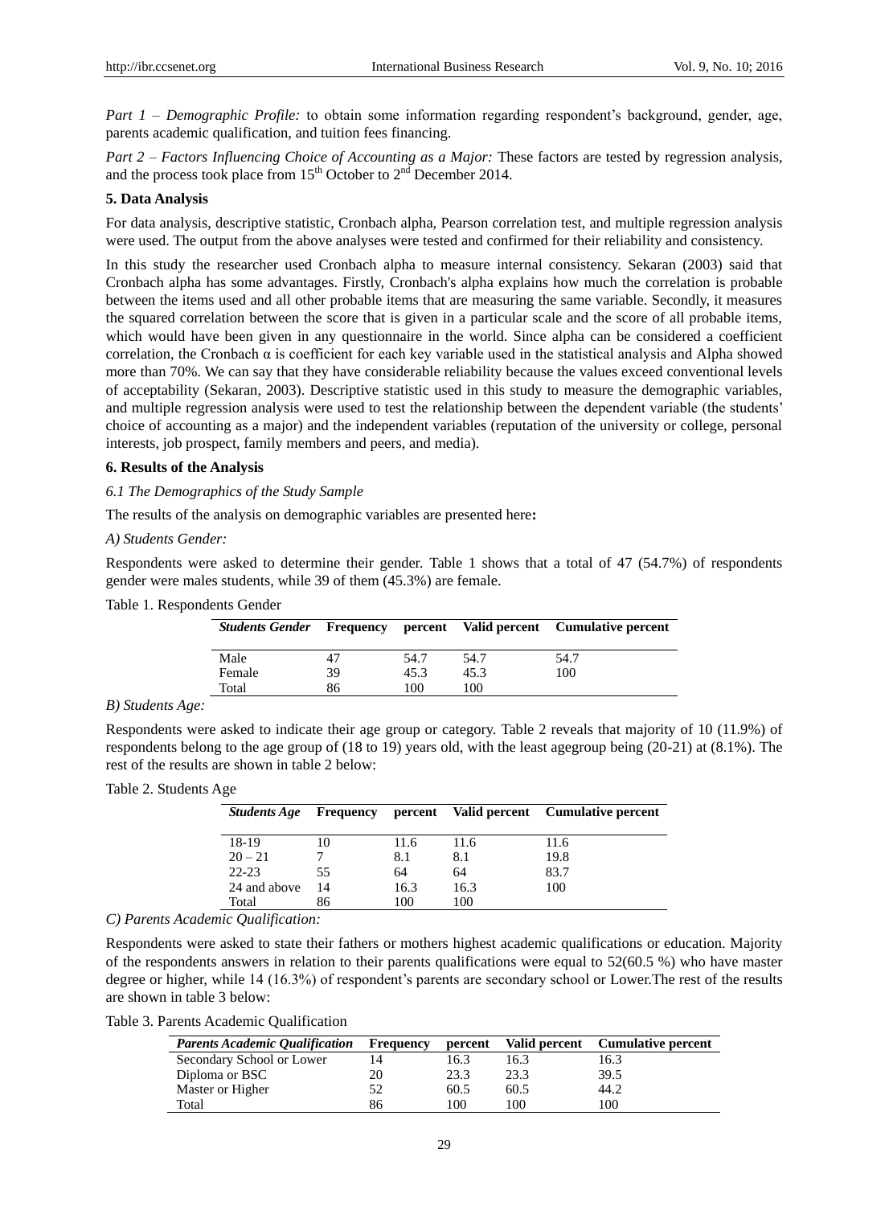*Part 1 – Demographic Profile:* to obtain some information regarding respondent's background, gender, age, parents academic qualification, and tuition fees financing.

*Part 2 – Factors Influencing Choice of Accounting as a Major:* These factors are tested by regression analysis, and the process took place from 15th October to 2nd December 2014.

**5. Data Analysis**

For data analysis, descriptive statistic, Cronbach alpha, Pearson correlation test, and multiple regression analysis were used. The output from the above analyses were tested and confirmed for their reliability and consistency.

In this study the researcher used Cronbach alpha to measure internal consistency. Sekaran (2003) said that Cronbach alpha has some advantages. Firstly, Cronbach's alpha explains how much the correlation is probable between the items used and all other probable items that are measuring the same variable. Secondly, it measures the squared correlation between the score that is given in a particular scale and the score of all probable items, which would have been given in any questionnaire in the world. Since alpha can be considered a coefficient correlation, the Cronbach α is coefficient for each key variable used in the statistical analysis and Alpha showed more than 70%. We can say that they have considerable reliability because the values exceed conventional levels of acceptability (Sekaran, 2003). Descriptive statistic used in this study to measure the demographic variables, and multiple regression analysis were used to test the relationship between the dependent variable (the students' choice of accounting as a major) and the independent variables (reputation of the university or college, personal interests, job prospect, family members and peers, and media).

**6. Results of the Analysis**

*6.1 The Demographics of the Study Sample*

The results of the analysis on demographic variables are presented here**:**

*A) Students Gender:*

Respondents were asked to determine their gender. Table 1 shows that a total of 47 (54.7%) of respondents gender were males students, while 39 of them (45.3%) are female.

Table 1. Respondents Gender

| *Students Gender* | Frequency | percent | Valid percent | Cumulative percent |
|---|---|---|---|---|
| Male | 47 | 54.7 | 54.7 | 54.7 |
| Female | 39 | 45.3 | 45.3 | 100 |
| Total | 86 | 100 | 100 | |

*B) Students Age:*

Respondents were asked to indicate their age group or category. Table 2 reveals that majority of 10 (11.9%) of respondents belong to the age group of (18 to 19) years old, with the least agegroup being (20-21) at (8.1%). The rest of the results are shown in table 2 below:

Table 2. Students Age

| *Students Age* | Frequency | percent | Valid percent | Cumulative percent |
|---|---|---|---|---|
| 18-19 | 10 | 11.6 | 11.6 | 11.6 |
| 20 – 21 | 7 | 8.1 | 8.1 | 19.8 |
| 22-23 | 55 | 64 | 64 | 83.7 |
| 24 and above | 14 | 16.3 | 16.3 | 100 |
| Total | 86 | 100 | 100 | |

*C) Parents Academic Qualification:*

Respondents were asked to state their fathers or mothers highest academic qualifications or education. Majority of the respondents answers in relation to their parents qualifications were equal to 52(60.5 %) who have master degree or higher, while 14 (16.3%) of respondent's parents are secondary school or Lower.The rest of the results are shown in table 3 below:

Table 3. Parents Academic Qualification

| *Parents Academic Qualification* | Frequency | percent | Valid percent | Cumulative percent |
|---|---|---|---|---|
| Secondary School or Lower | 14 | 16.3 | 16.3 | 16.3 |
| Diploma or BSC | 20 | 23.3 | 23.3 | 39.5 |
| Master or Higher | 52 | 60.5 | 60.5 | 44.2 |
| Total | 86 | 100 | 100 | 100 |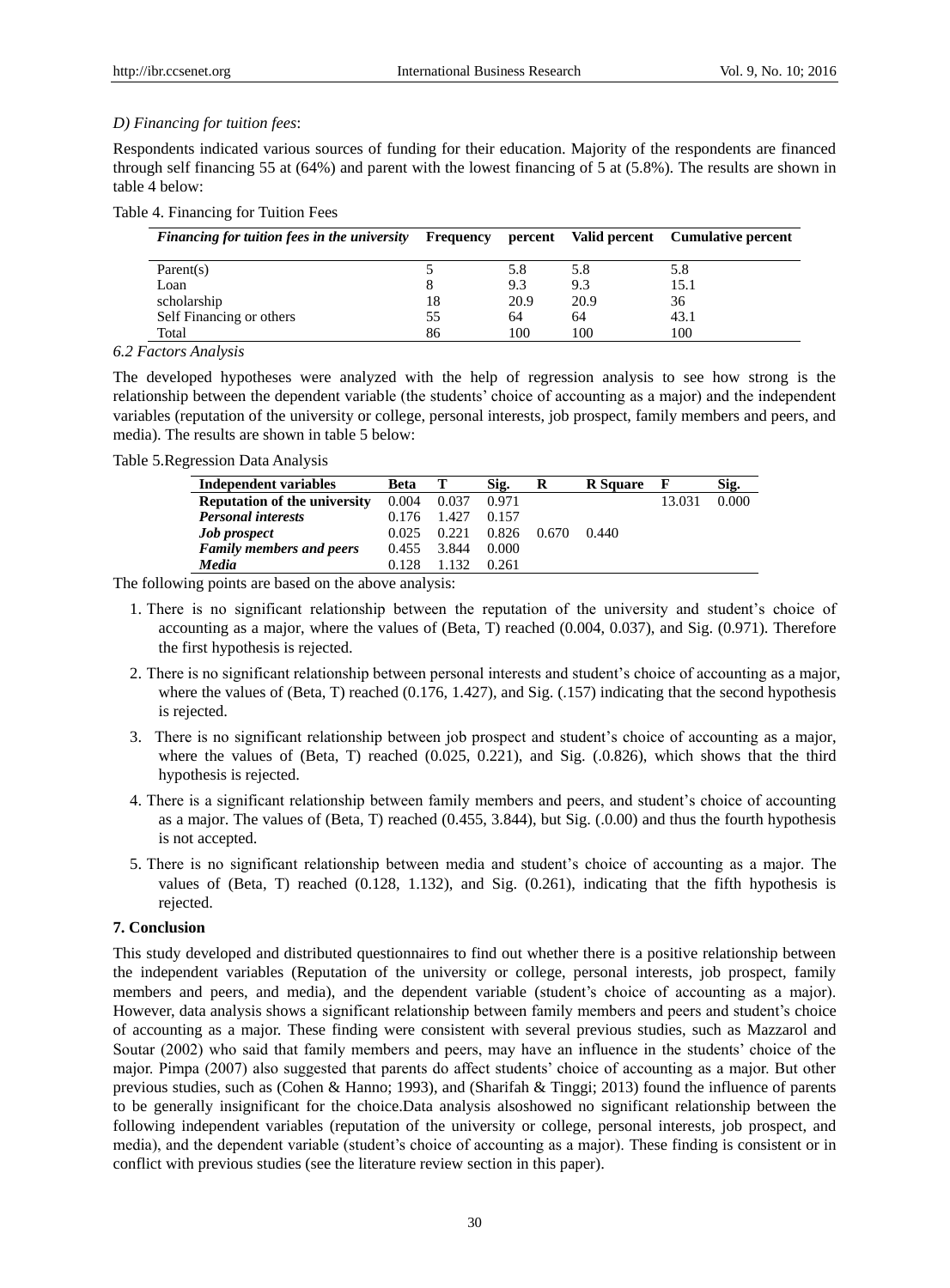*D) Financing for tuition fees*:

Respondents indicated various sources of funding for their education. Majority of the respondents are financed through self financing 55 at (64%) and parent with the lowest financing of 5 at (5.8%). The results are shown in table 4 below:

Table 4. Financing for Tuition Fees

| *Financing for tuition fees in the university* | Frequency | percent | Valid percent | Cumulative percent |
|---|---|---|---|---|
| Parent(s) | 5 | 5.8 | 5.8 | 5.8 |
| Loan | 8 | 9.3 | 9.3 | 15.1 |
| scholarship | 18 | 20.9 | 20.9 | 36 |
| Self Financing or others | 55 | 64 | 64 | 43.1 |
| Total | 86 | 100 | 100 | 100 |

## 6.2 Factors Analysis

The developed hypotheses were analyzed with the help of regression analysis to see how strong is the relationship between the dependent variable (the students' choice of accounting as a major) and the independent variables (reputation of the university or college, personal interests, job prospect, family members and peers, and media). The results are shown in table 5 below:

Table 5.Regression Data Analysis

| Independent variables | Beta | T | Sig. | R | R Square | F | Sig. |
|---|---|---|---|---|---|---|---|
| **Reputation of the university** | 0.004 | 0.037 | 0.971 | | | 13.031 | 0.000 |
| ***Personal interests*** | 0.176 | 1.427 | 0.157 | | | | |
| ***Job prospect*** | 0.025 | 0.221 | 0.826 | 0.670 | 0.440 | | |
| ***Family members and peers*** | 0.455 | 3.844 | 0.000 | | | | |
| ***Media*** | 0.128 | 1.132 | 0.261 | | | | |

The following points are based on the above analysis:

1. There is no significant relationship between the reputation of the university and student's choice of accounting as a major, where the values of (Beta, T) reached (0.004, 0.037), and Sig. (0.971). Therefore the first hypothesis is rejected.
2. There is no significant relationship between personal interests and student's choice of accounting as a major, where the values of (Beta, T) reached (0.176, 1.427), and Sig. (.157) indicating that the second hypothesis is rejected.
3. There is no significant relationship between job prospect and student's choice of accounting as a major, where the values of (Beta, T) reached (0.025, 0.221), and Sig. (.0.826), which shows that the third hypothesis is rejected.
4. There is a significant relationship between family members and peers, and student's choice of accounting as a major. The values of (Beta, T) reached (0.455, 3.844), but Sig. (.0.00) and thus the fourth hypothesis is not accepted.
5. There is no significant relationship between media and student's choice of accounting as a major. The values of (Beta, T) reached (0.128, 1.132), and Sig. (0.261), indicating that the fifth hypothesis is rejected.

## 7. Conclusion

This study developed and distributed questionnaires to find out whether there is a positive relationship between the independent variables (Reputation of the university or college, personal interests, job prospect, family members and peers, and media), and the dependent variable (student's choice of accounting as a major). However, data analysis shows a significant relationship between family members and peers and student's choice of accounting as a major. These finding were consistent with several previous studies, such as Mazzarol and Soutar (2002) who said that family members and peers, may have an influence in the students' choice of the major. Pimpa (2007) also suggested that parents do affect students' choice of accounting as a major. But other previous studies, such as (Cohen & Hanno; 1993), and (Sharifah & Tinggi; 2013) found the influence of parents to be generally insignificant for the choice.Data analysis alsoshowed no significant relationship between the following independent variables (reputation of the university or college, personal interests, job prospect, and media), and the dependent variable (student's choice of accounting as a major). These finding is consistent or in conflict with previous studies (see the literature review section in this paper).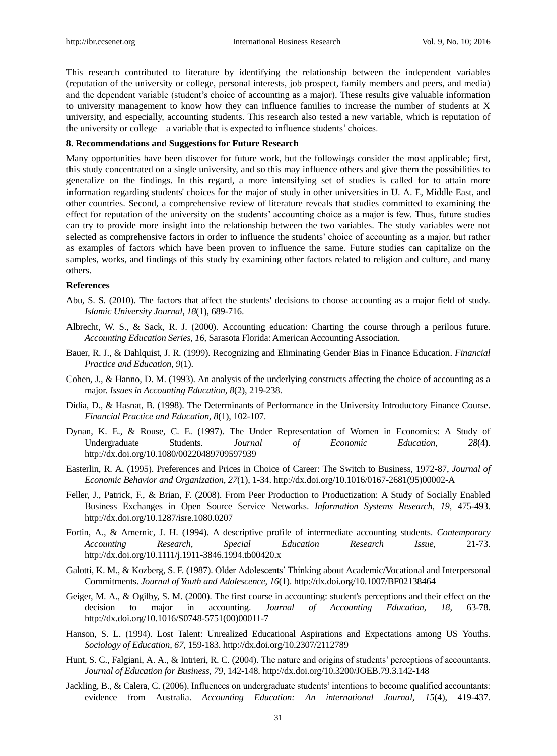This research contributed to literature by identifying the relationship between the independent variables (reputation of the university or college, personal interests, job prospect, family members and peers, and media) and the dependent variable (student's choice of accounting as a major). These results give valuable information to university management to know how they can influence families to increase the number of students at X university, and especially, accounting students. This research also tested a new variable, which is reputation of the university or college – a variable that is expected to influence students' choices.

## 8. Recommendations and Suggestions for Future Research

Many opportunities have been discover for future work, but the followings consider the most applicable; first, this study concentrated on a single university, and so this may influence others and give them the possibilities to generalize on the findings. In this regard, a more intensifying set of studies is called for to attain more information regarding students' choices for the major of study in other universities in U. A. E, Middle East, and other countries. Second, a comprehensive review of literature reveals that studies committed to examining the effect for reputation of the university on the students' accounting choice as a major is few. Thus, future studies can try to provide more insight into the relationship between the two variables. The study variables were not selected as comprehensive factors in order to influence the students' choice of accounting as a major, but rather as examples of factors which have been proven to influence the same. Future studies can capitalize on the samples, works, and findings of this study by examining other factors related to religion and culture, and many others.

## References

Abu, S. S. (2010). The factors that affect the students' decisions to choose accounting as a major field of study. *Islamic University Journal, 18*(1), 689-716.

Albrecht, W. S., & Sack, R. J. (2000). Accounting education: Charting the course through a perilous future. *Accounting Education Series, 16,* Sarasota Florida: American Accounting Association.

Bauer, R. J., & Dahlquist, J. R. (1999). Recognizing and Eliminating Gender Bias in Finance Education. *Financial Practice and Education, 9*(1).

Cohen, J., & Hanno, D. M. (1993). An analysis of the underlying constructs affecting the choice of accounting as a major. *Issues in Accounting Education, 8*(2), 219-238.

Didia, D., & Hasnat, B. (1998). The Determinants of Performance in the University Introductory Finance Course. *Financial Practice and Education, 8*(1), 102-107.

Dynan, K. E., & Rouse, C. E. (1997). The Under Representation of Women in Economics: A Study of Undergraduate Students. *Journal of Economic Education, 28*(4). http://dx.doi.org/10.1080/00220489709597939

Easterlin, R. A. (1995). Preferences and Prices in Choice of Career: The Switch to Business, 1972-87, *Journal of Economic Behavior and Organization, 27*(1), 1-34. http://dx.doi.org/10.1016/0167-2681(95)00002-A

Feller, J., Patrick, F., & Brian, F. (2008). From Peer Production to Productization: A Study of Socially Enabled Business Exchanges in Open Source Service Networks. *Information Systems Research, 19,* 475-493. http://dx.doi.org/10.1287/isre.1080.0207

Fortin, A., & Amernic, J. H. (1994). A descriptive profile of intermediate accounting students. *Contemporary Accounting Research, Special Education Research Issue,* 21-73. http://dx.doi.org/10.1111/j.1911-3846.1994.tb00420.x

Galotti, K. M., & Kozberg, S. F. (1987). Older Adolescents' Thinking about Academic/Vocational and Interpersonal Commitments. *Journal of Youth and Adolescence, 16*(1). http://dx.doi.org/10.1007/BF02138464

Geiger, M. A., & Ogilby, S. M. (2000). The first course in accounting: student's perceptions and their effect on the decision to major in accounting. *Journal of Accounting Education, 18,* 63-78. http://dx.doi.org/10.1016/S0748-5751(00)00011-7

Hanson, S. L. (1994). Lost Talent: Unrealized Educational Aspirations and Expectations among US Youths. *Sociology of Education, 67,* 159-183. http://dx.doi.org/10.2307/2112789

Hunt, S. C., Falgiani, A. A., & Intrieri, R. C. (2004). The nature and origins of students' perceptions of accountants. *Journal of Education for Business, 79,* 142-148. http://dx.doi.org/10.3200/JOEB.79.3.142-148

Jackling, B., & Calera, C. (2006). Influences on undergraduate students' intentions to become qualified accountants: evidence from Australia. *Accounting Education: An international Journal, 15*(4), 419-437.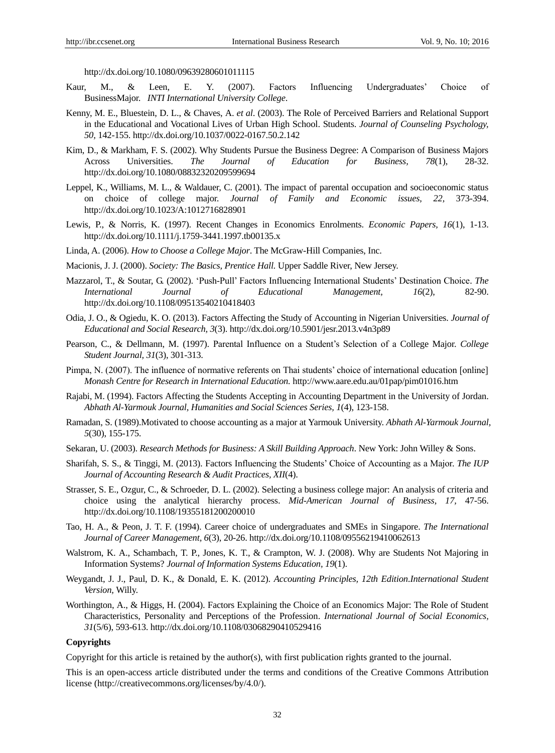http://dx.doi.org/10.1080/09639280601011115

Kaur, M., & Leen, E. Y. (2007). Factors Influencing Undergraduates' Choice of BusinessMajor. *INTI International University College*.

Kenny, M. E., Bluestein, D. L., & Chaves, A. *et al*. (2003). The Role of Perceived Barriers and Relational Support in the Educational and Vocational Lives of Urban High School. Students. *Journal of Counseling Psychology, 50*, 142-155. http://dx.doi.org/10.1037/0022-0167.50.2.142

Kim, D., & Markham, F. S. (2002). Why Students Pursue the Business Degree: A Comparison of Business Majors Across Universities. *The Journal of Education for Business, 78*(1), 28-32. http://dx.doi.org/10.1080/08832320209599694

Leppel, K., Williams, M. L., & Waldauer, C. (2001). The impact of parental occupation and socioeconomic status on choice of college major. *Journal of Family and Economic issues, 22*, 373-394. http://dx.doi.org/10.1023/A:1012716828901

Lewis, P., & Norris, K. (1997). Recent Changes in Economics Enrolments. *Economic Papers, 16*(1), 1-13. http://dx.doi.org/10.1111/j.1759-3441.1997.tb00135.x

Linda, A. (2006). *How to Choose a College Major*. The McGraw-Hill Companies, Inc.

Macionis, J. J. (2000). *Society: The Basics, Prentice Hall.* Upper Saddle River, New Jersey.

Mazzarol, T., & Soutar, G. (2002). 'Push-Pull' Factors Influencing International Students' Destination Choice. *The International Journal of Educational Management, 16*(2), 82-90. http://dx.doi.org/10.1108/09513540210418403

Odia, J. O., & Ogiedu, K. O. (2013). Factors Affecting the Study of Accounting in Nigerian Universities. *Journal of Educational and Social Research, 3*(3). http://dx.doi.org/10.5901/jesr.2013.v4n3p89

Pearson, C., & Dellmann, M. (1997). Parental Influence on a Student's Selection of a College Major. *College Student Journal, 31*(3), 301-313.

Pimpa, N. (2007). The influence of normative referents on Thai students' choice of international education [online] *Monash Centre for Research in International Education.* http://www.aare.edu.au/01pap/pim01016.htm

Rajabi, M. (1994). Factors Affecting the Students Accepting in Accounting Department in the University of Jordan. *Abhath Al-Yarmouk Journal, Humanities and Social Sciences Series, 1*(4), 123-158.

Ramadan, S. (1989).Motivated to choose accounting as a major at Yarmouk University. *Abhath Al-Yarmouk Journal, 5*(30), 155-175.

Sekaran, U. (2003). *Research Methods for Business: A Skill Building Approach*. New York: John Willey & Sons.

Sharifah, S. S., & Tinggi, M. (2013). Factors Influencing the Students' Choice of Accounting as a Major. *The IUP Journal of Accounting Research & Audit Practices, XII*(4).

Strasser, S. E., Ozgur, C., & Schroeder, D. L. (2002). Selecting a business college major: An analysis of criteria and choice using the analytical hierarchy process. *Mid-American Journal of Business, 17*, 47-56. http://dx.doi.org/10.1108/19355181200200010

Tao, H. A., & Peon, J. T. F. (1994). Career choice of undergraduates and SMEs in Singapore. *The International Journal of Career Management, 6*(3), 20-26. http://dx.doi.org/10.1108/09556219410062613

Walstrom, K. A., Schambach, T. P., Jones, K. T., & Crampton, W. J. (2008). Why are Students Not Majoring in Information Systems? *Journal of Information Systems Education, 19*(1).

Weygandt, J. J., Paul, D. K., & Donald, E. K. (2012). *Accounting Principles, 12th Edition.International Student Version,* Willy.

Worthington, A., & Higgs, H. (2004). Factors Explaining the Choice of an Economics Major: The Role of Student Characteristics, Personality and Perceptions of the Profession. *International Journal of Social Economics, 31*(5/6), 593-613. http://dx.doi.org/10.1108/03068290410529416

**Copyrights**

Copyright for this article is retained by the author(s), with first publication rights granted to the journal.

This is an open-access article distributed under the terms and conditions of the Creative Commons Attribution license (http://creativecommons.org/licenses/by/4.0/).